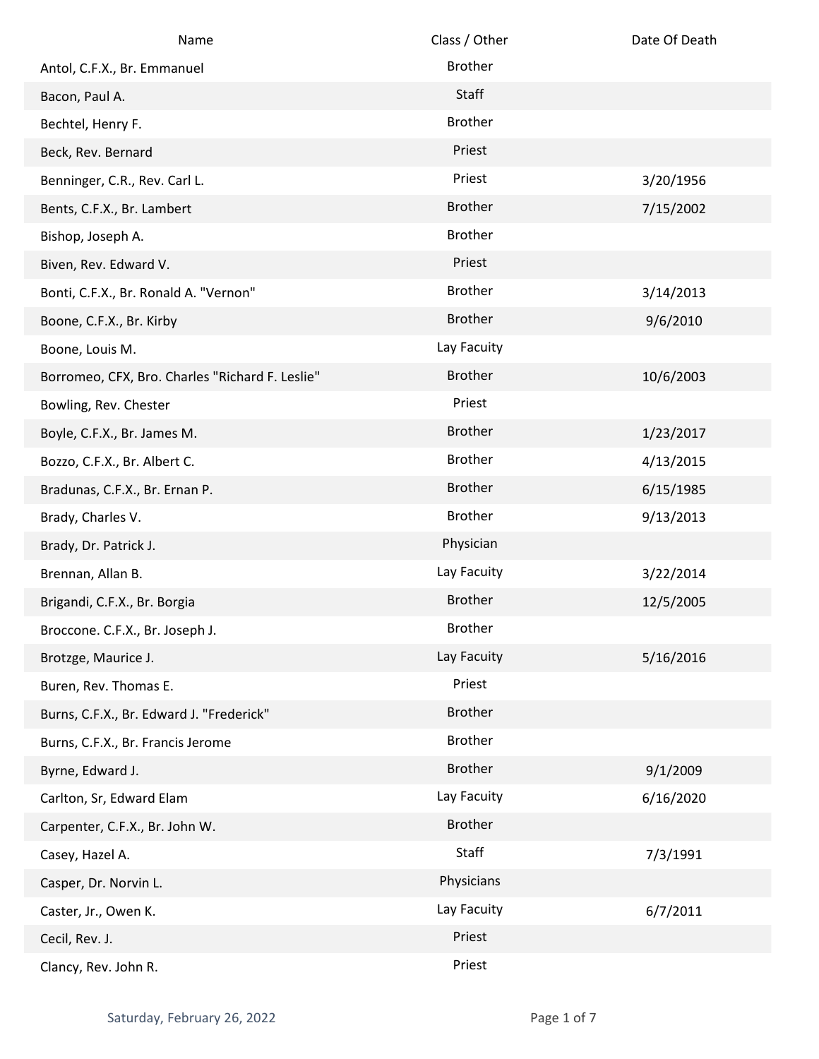| Name | Class / Other | Date Of Death |
|---|---|---|
| Antol, C.F.X., Br. Emmanuel | Brother | |
| Bacon, Paul A. | Staff | |
| Bechtel, Henry F. | Brother | |
| Beck, Rev. Bernard | Priest | |
| Benninger, C.R., Rev. Carl L. | Priest | 3/20/1956 |
| Bents, C.F.X., Br. Lambert | Brother | 7/15/2002 |
| Bishop, Joseph A. | Brother | |
| Biven, Rev. Edward V. | Priest | |
| Bonti, C.F.X., Br. Ronald A. "Vernon" | Brother | 3/14/2013 |
| Boone, C.F.X., Br. Kirby | Brother | 9/6/2010 |
| Boone, Louis M. | Lay Facuity | |
| Borromeo, CFX, Bro. Charles "Richard F. Leslie" | Brother | 10/6/2003 |
| Bowling, Rev. Chester | Priest | |
| Boyle, C.F.X., Br. James M. | Brother | 1/23/2017 |
| Bozzo, C.F.X., Br. Albert C. | Brother | 4/13/2015 |
| Bradunas, C.F.X., Br. Ernan P. | Brother | 6/15/1985 |
| Brady, Charles V. | Brother | 9/13/2013 |
| Brady, Dr. Patrick J. | Physician | |
| Brennan, Allan B. | Lay Facuity | 3/22/2014 |
| Brigandi, C.F.X., Br. Borgia | Brother | 12/5/2005 |
| Broccone. C.F.X., Br. Joseph J. | Brother | |
| Brotzge, Maurice J. | Lay Facuity | 5/16/2016 |
| Buren, Rev. Thomas E. | Priest | |
| Burns, C.F.X., Br. Edward J. "Frederick" | Brother | |
| Burns, C.F.X., Br. Francis Jerome | Brother | |
| Byrne, Edward J. | Brother | 9/1/2009 |
| Carlton, Sr, Edward Elam | Lay Facuity | 6/16/2020 |
| Carpenter, C.F.X., Br. John W. | Brother | |
| Casey, Hazel A. | Staff | 7/3/1991 |
| Casper, Dr. Norvin L. | Physicians | |
| Caster, Jr., Owen K. | Lay Facuity | 6/7/2011 |
| Cecil, Rev. J. | Priest | |
| Clancy, Rev. John R. | Priest | |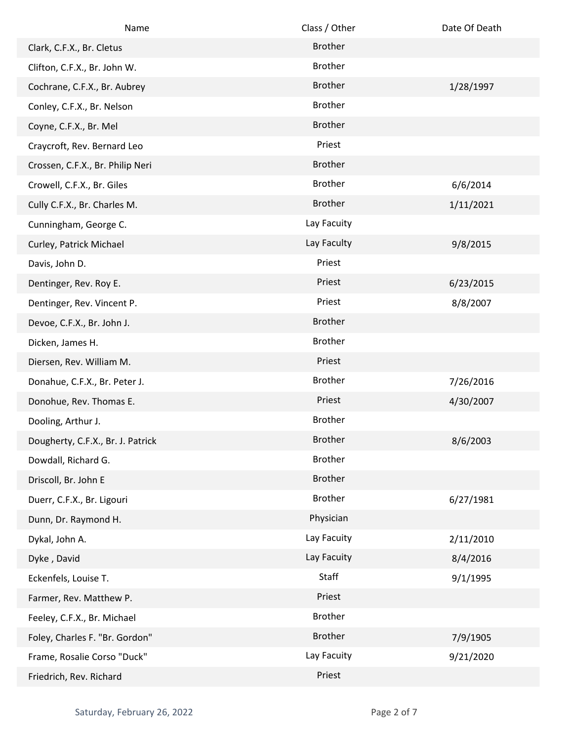| Name | Class / Other | Date Of Death |
| --- | --- | --- |
| Clark, C.F.X., Br. Cletus | Brother | |
| Clifton, C.F.X., Br. John W. | Brother | |
| Cochrane, C.F.X., Br. Aubrey | Brother | 1/28/1997 |
| Conley, C.F.X., Br. Nelson | Brother | |
| Coyne, C.F.X., Br. Mel | Brother | |
| Craycroft, Rev. Bernard Leo | Priest | |
| Crossen, C.F.X., Br. Philip Neri | Brother | |
| Crowell, C.F.X., Br. Giles | Brother | 6/6/2014 |
| Cully C.F.X., Br. Charles M. | Brother | 1/11/2021 |
| Cunningham, George C. | Lay Facuity | |
| Curley, Patrick Michael | Lay Facuity | 9/8/2015 |
| Davis, John D. | Priest | |
| Dentinger, Rev. Roy E. | Priest | 6/23/2015 |
| Dentinger, Rev. Vincent P. | Priest | 8/8/2007 |
| Devoe, C.F.X., Br. John J. | Brother | |
| Dicken, James H. | Brother | |
| Diersen, Rev. William M. | Priest | |
| Donahue, C.F.X., Br. Peter J. | Brother | 7/26/2016 |
| Donohue, Rev. Thomas E. | Priest | 4/30/2007 |
| Dooling, Arthur J. | Brother | |
| Dougherty, C.F.X., Br. J. Patrick | Brother | 8/6/2003 |
| Dowdall, Richard G. | Brother | |
| Driscoll, Br. John E | Brother | |
| Duerr, C.F.X., Br. Ligouri | Brother | 6/27/1981 |
| Dunn, Dr. Raymond H. | Physician | |
| Dykal, John A. | Lay Facuity | 2/11/2010 |
| Dyke , David | Lay Facuity | 8/4/2016 |
| Eckenfels, Louise T. | Staff | 9/1/1995 |
| Farmer, Rev. Matthew P. | Priest | |
| Feeley, C.F.X., Br. Michael | Brother | |
| Foley, Charles F. "Br. Gordon" | Brother | 7/9/1905 |
| Frame, Rosalie Corso "Duck" | Lay Facuity | 9/21/2020 |
| Friedrich, Rev. Richard | Priest | |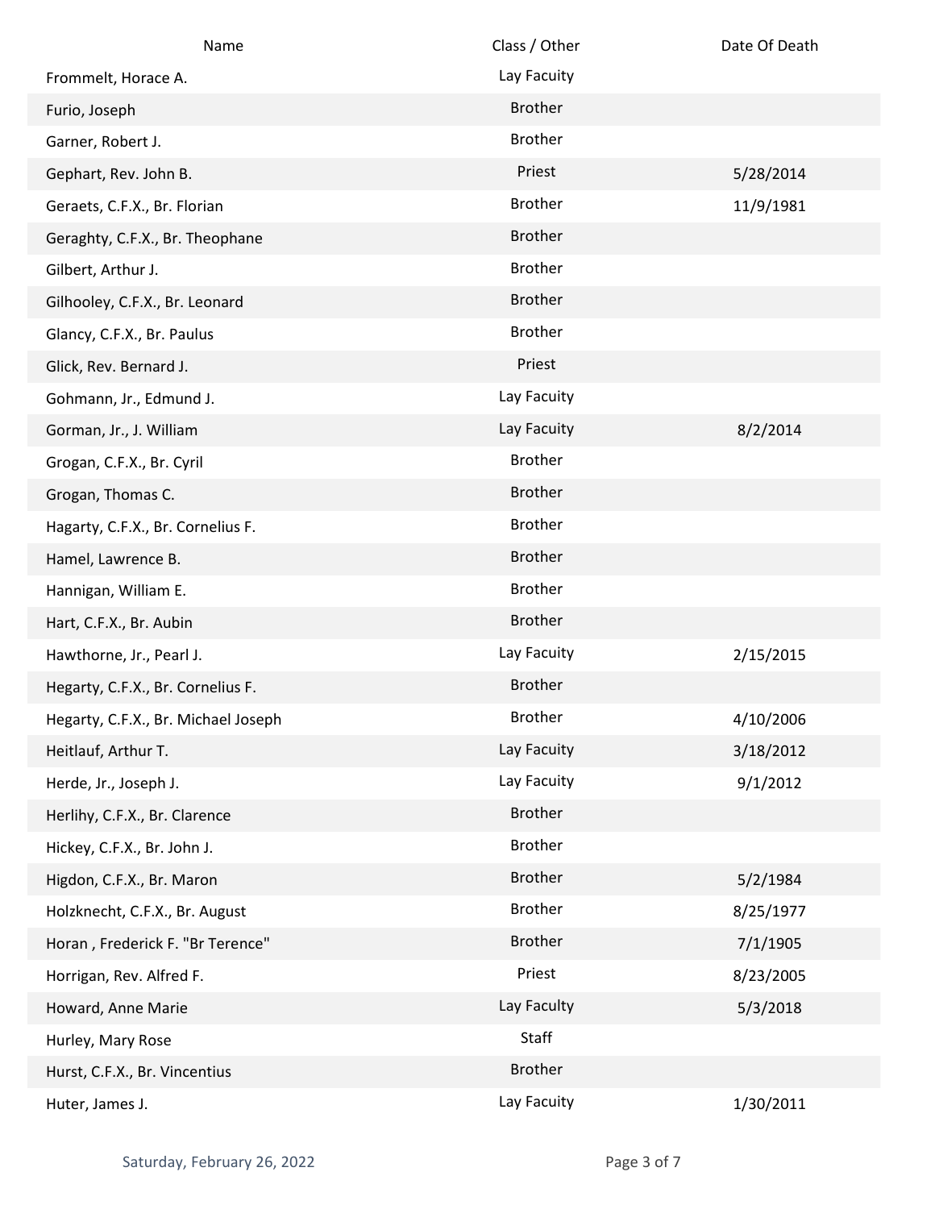| Name | Class / Other | Date Of Death |
|---|---|---|
| Frommelt, Horace A. | Lay Facuity | |
| Furio, Joseph | Brother | |
| Garner, Robert J. | Brother | |
| Gephart, Rev. John B. | Priest | 5/28/2014 |
| Geraets, C.F.X., Br. Florian | Brother | 11/9/1981 |
| Geraghty, C.F.X., Br. Theophane | Brother | |
| Gilbert, Arthur J. | Brother | |
| Gilhooley, C.F.X., Br. Leonard | Brother | |
| Glancy, C.F.X., Br. Paulus | Brother | |
| Glick, Rev. Bernard J. | Priest | |
| Gohmann, Jr., Edmund J. | Lay Facuity | |
| Gorman, Jr., J. William | Lay Facuity | 8/2/2014 |
| Grogan, C.F.X., Br. Cyril | Brother | |
| Grogan, Thomas C. | Brother | |
| Hagarty, C.F.X., Br. Cornelius F. | Brother | |
| Hamel, Lawrence B. | Brother | |
| Hannigan, William E. | Brother | |
| Hart, C.F.X., Br. Aubin | Brother | |
| Hawthorne, Jr., Pearl J. | Lay Facuity | 2/15/2015 |
| Hegarty, C.F.X., Br. Cornelius F. | Brother | |
| Hegarty, C.F.X., Br. Michael Joseph | Brother | 4/10/2006 |
| Heitlauf, Arthur T. | Lay Facuity | 3/18/2012 |
| Herde, Jr., Joseph J. | Lay Facuity | 9/1/2012 |
| Herlihy, C.F.X., Br. Clarence | Brother | |
| Hickey, C.F.X., Br. John J. | Brother | |
| Higdon, C.F.X., Br. Maron | Brother | 5/2/1984 |
| Holzknecht, C.F.X., Br. August | Brother | 8/25/1977 |
| Horan , Frederick F. "Br Terence" | Brother | 7/1/1905 |
| Horrigan, Rev. Alfred F. | Priest | 8/23/2005 |
| Howard, Anne Marie | Lay Faculty | 5/3/2018 |
| Hurley, Mary Rose | Staff | |
| Hurst, C.F.X., Br. Vincentius | Brother | |
| Huter, James J. | Lay Facuity | 1/30/2011 |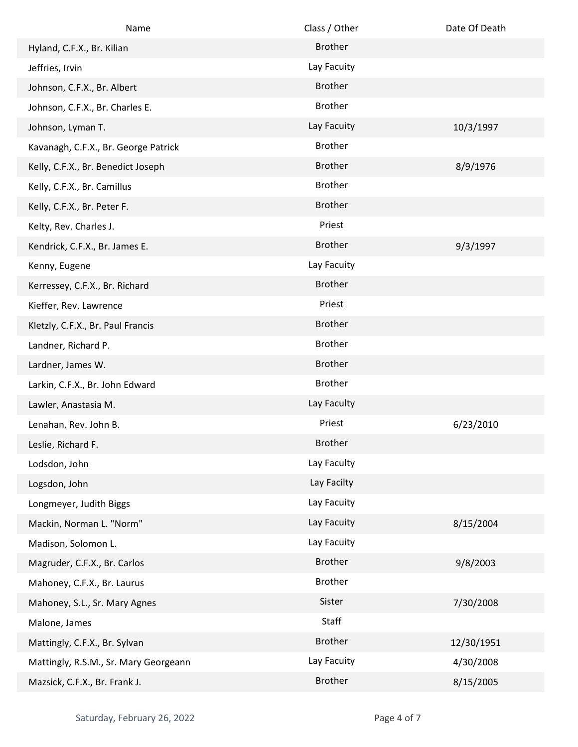| Name | Class / Other | Date Of Death |
| --- | --- | --- |
| Hyland, C.F.X., Br. Kilian | Brother | |
| Jeffries, Irvin | Lay Facuity | |
| Johnson, C.F.X., Br. Albert | Brother | |
| Johnson, C.F.X., Br. Charles E. | Brother | |
| Johnson, Lyman T. | Lay Facuity | 10/3/1997 |
| Kavanagh, C.F.X., Br. George Patrick | Brother | |
| Kelly, C.F.X., Br. Benedict Joseph | Brother | 8/9/1976 |
| Kelly, C.F.X., Br. Camillus | Brother | |
| Kelly, C.F.X., Br. Peter F. | Brother | |
| Kelty, Rev. Charles J. | Priest | |
| Kendrick, C.F.X., Br. James E. | Brother | 9/3/1997 |
| Kenny, Eugene | Lay Facuity | |
| Kerressey, C.F.X., Br. Richard | Brother | |
| Kieffer, Rev. Lawrence | Priest | |
| Kletzly, C.F.X., Br. Paul Francis | Brother | |
| Landner, Richard P. | Brother | |
| Lardner, James W. | Brother | |
| Larkin, C.F.X., Br. John Edward | Brother | |
| Lawler, Anastasia M. | Lay Faculty | |
| Lenahan, Rev. John B. | Priest | 6/23/2010 |
| Leslie, Richard F. | Brother | |
| Lodsdon, John | Lay Faculty | |
| Logsdon, John | Lay Facilty | |
| Longmeyer, Judith Biggs | Lay Facuity | |
| Mackin, Norman L. "Norm" | Lay Facuity | 8/15/2004 |
| Madison, Solomon L. | Lay Facuity | |
| Magruder, C.F.X., Br. Carlos | Brother | 9/8/2003 |
| Mahoney, C.F.X., Br. Laurus | Brother | |
| Mahoney, S.L., Sr. Mary Agnes | Sister | 7/30/2008 |
| Malone, James | Staff | |
| Mattingly, C.F.X., Br. Sylvan | Brother | 12/30/1951 |
| Mattingly, R.S.M., Sr. Mary Georgeann | Lay Facuity | 4/30/2008 |
| Mazsick, C.F.X., Br. Frank J. | Brother | 8/15/2005 |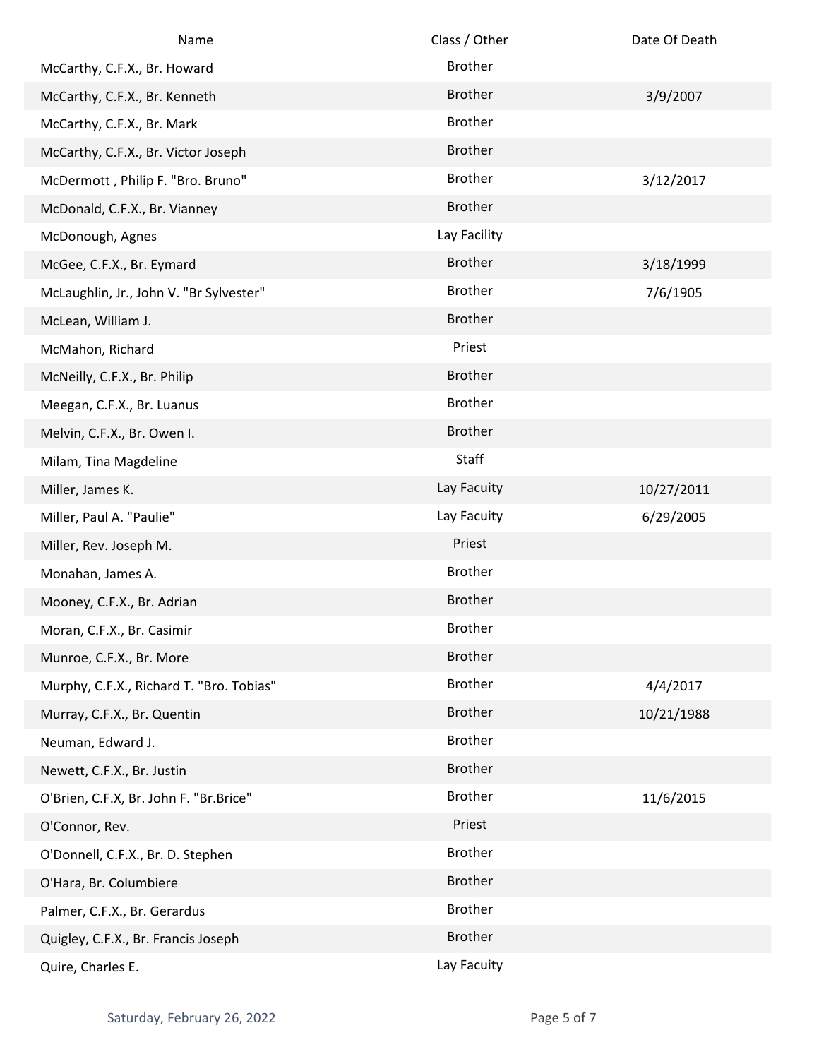| Name | Class / Other | Date Of Death |
| --- | --- | --- |
| McCarthy, C.F.X., Br. Howard | Brother | |
| McCarthy, C.F.X., Br. Kenneth | Brother | 3/9/2007 |
| McCarthy, C.F.X., Br. Mark | Brother | |
| McCarthy, C.F.X., Br. Victor Joseph | Brother | |
| McDermott , Philip F. "Bro. Bruno" | Brother | 3/12/2017 |
| McDonald, C.F.X., Br. Vianney | Brother | |
| McDonough, Agnes | Lay Facility | |
| McGee, C.F.X., Br. Eymard | Brother | 3/18/1999 |
| McLaughlin, Jr., John V. "Br Sylvester" | Brother | 7/6/1905 |
| McLean, William J. | Brother | |
| McMahon, Richard | Priest | |
| McNeilly, C.F.X., Br. Philip | Brother | |
| Meegan, C.F.X., Br. Luanus | Brother | |
| Melvin, C.F.X., Br. Owen I. | Brother | |
| Milam, Tina Magdeline | Staff | |
| Miller, James K. | Lay Facuity | 10/27/2011 |
| Miller, Paul A. "Paulie" | Lay Facuity | 6/29/2005 |
| Miller, Rev. Joseph M. | Priest | |
| Monahan, James A. | Brother | |
| Mooney, C.F.X., Br. Adrian | Brother | |
| Moran, C.F.X., Br. Casimir | Brother | |
| Munroe, C.F.X., Br. More | Brother | |
| Murphy, C.F.X., Richard T. "Bro. Tobias" | Brother | 4/4/2017 |
| Murray, C.F.X., Br. Quentin | Brother | 10/21/1988 |
| Neuman, Edward J. | Brother | |
| Newett, C.F.X., Br. Justin | Brother | |
| O'Brien, C.F.X, Br. John F. "Br.Brice" | Brother | 11/6/2015 |
| O'Connor, Rev. | Priest | |
| O'Donnell, C.F.X., Br. D. Stephen | Brother | |
| O'Hara, Br. Columbiere | Brother | |
| Palmer, C.F.X., Br. Gerardus | Brother | |
| Quigley, C.F.X., Br. Francis Joseph | Brother | |
| Quire, Charles E. | Lay Facuity | |

Saturday, February 26, 2022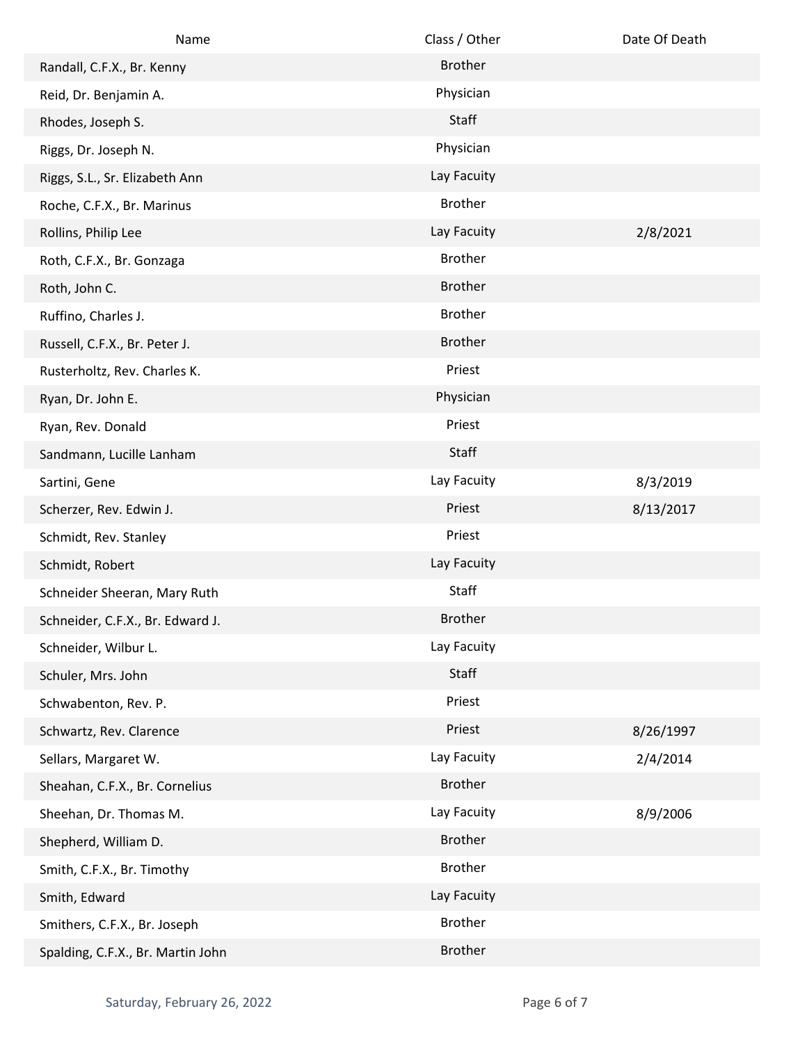| Name | Class / Other | Date Of Death |
| --- | --- | --- |
| Randall, C.F.X., Br. Kenny | Brother | |
| Reid, Dr. Benjamin A. | Physician | |
| Rhodes, Joseph S. | Staff | |
| Riggs, Dr. Joseph N. | Physician | |
| Riggs, S.L., Sr. Elizabeth Ann | Lay Facuity | |
| Roche, C.F.X., Br. Marinus | Brother | |
| Rollins, Philip Lee | Lay Facuity | 2/8/2021 |
| Roth, C.F.X., Br. Gonzaga | Brother | |
| Roth, John C. | Brother | |
| Ruffino, Charles J. | Brother | |
| Russell, C.F.X., Br. Peter J. | Brother | |
| Rusterholtz, Rev. Charles K. | Priest | |
| Ryan, Dr. John E. | Physician | |
| Ryan, Rev. Donald | Priest | |
| Sandmann, Lucille Lanham | Staff | |
| Sartini, Gene | Lay Facuity | 8/3/2019 |
| Scherzer, Rev. Edwin J. | Priest | 8/13/2017 |
| Schmidt, Rev. Stanley | Priest | |
| Schmidt, Robert | Lay Facuity | |
| Schneider Sheeran, Mary Ruth | Staff | |
| Schneider, C.F.X., Br. Edward J. | Brother | |
| Schneider, Wilbur L. | Lay Facuity | |
| Schuler, Mrs. John | Staff | |
| Schwabenton, Rev. P. | Priest | |
| Schwartz, Rev. Clarence | Priest | 8/26/1997 |
| Sellars, Margaret W. | Lay Facuity | 2/4/2014 |
| Sheahan, C.F.X., Br. Cornelius | Brother | |
| Sheehan, Dr. Thomas M. | Lay Facuity | 8/9/2006 |
| Shepherd, William D. | Brother | |
| Smith, C.F.X., Br. Timothy | Brother | |
| Smith, Edward | Lay Facuity | |
| Smithers, C.F.X., Br. Joseph | Brother | |
| Spalding, C.F.X., Br. Martin John | Brother | |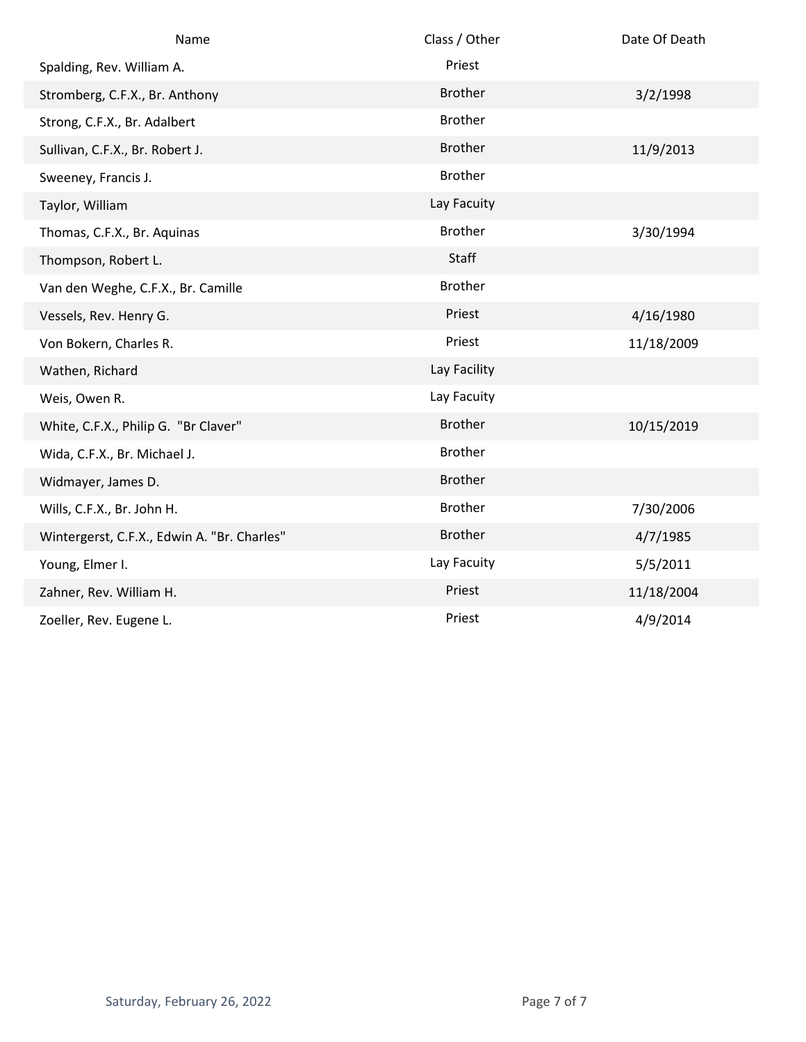| Name | Class / Other | Date Of Death |
|---|---|---|
| Spalding, Rev. William A. | Priest | |
| Stromberg, C.F.X., Br. Anthony | Brother | 3/2/1998 |
| Strong, C.F.X., Br. Adalbert | Brother | |
| Sullivan, C.F.X., Br. Robert J. | Brother | 11/9/2013 |
| Sweeney, Francis J. | Brother | |
| Taylor, William | Lay Facuity | |
| Thomas, C.F.X., Br. Aquinas | Brother | 3/30/1994 |
| Thompson, Robert L. | Staff | |
| Van den Weghe, C.F.X., Br. Camille | Brother | |
| Vessels, Rev. Henry G. | Priest | 4/16/1980 |
| Von Bokern, Charles R. | Priest | 11/18/2009 |
| Wathen, Richard | Lay Facility | |
| Weis, Owen R. | Lay Facuity | |
| White, C.F.X., Philip G. "Br Claver" | Brother | 10/15/2019 |
| Wida, C.F.X., Br. Michael J. | Brother | |
| Widmayer, James D. | Brother | |
| Wills, C.F.X., Br. John H. | Brother | 7/30/2006 |
| Wintergerst, C.F.X., Edwin A. "Br. Charles" | Brother | 4/7/1985 |
| Young, Elmer I. | Lay Facuity | 5/5/2011 |
| Zahner, Rev. William H. | Priest | 11/18/2004 |
| Zoeller, Rev. Eugene L. | Priest | 4/9/2014 |

Saturday, February 26, 2022